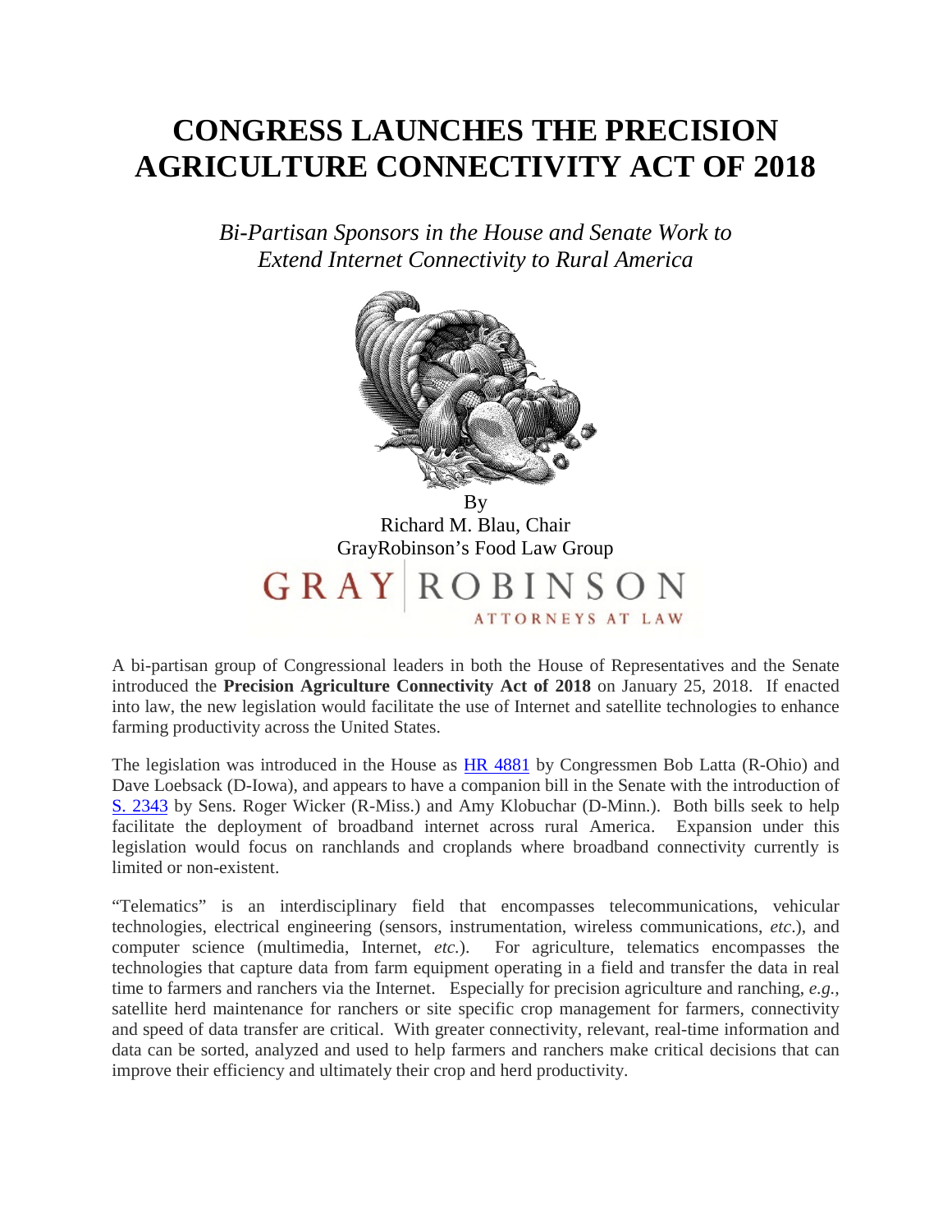# CONGRESS LAUNCHES THE PRECISION AGRICULTURE CONNECTIVITY ACT OF 2018

*Bi-Partisan Sponsors in the House and Senate Work to Extend Internet Connectivity to Rural America*

By
Richard M. Blau, Chair
GrayRobinson's Food Law Group

GRAY ROBINSON
ATTORNEYS AT LAW

A bi-partisan group of Congressional leaders in both the House of Representatives and the Senate introduced the **Precision Agriculture Connectivity Act of 2018** on January 25, 2018. If enacted into law, the new legislation would facilitate the use of Internet and satellite technologies to enhance farming productivity across the United States.

The legislation was introduced in the House as HR 4881 by Congressmen Bob Latta (R-Ohio) and Dave Loebsack (D-Iowa), and appears to have a companion bill in the Senate with the introduction of S. 2343 by Sens. Roger Wicker (R-Miss.) and Amy Klobuchar (D-Minn.). Both bills seek to help facilitate the deployment of broadband internet across rural America. Expansion under this legislation would focus on ranchlands and croplands where broadband connectivity currently is limited or non-existent.

"Telematics" is an interdisciplinary field that encompasses telecommunications, vehicular technologies, electrical engineering (sensors, instrumentation, wireless communications, *etc*.), and computer science (multimedia, Internet, *etc.*). For agriculture, telematics encompasses the technologies that capture data from farm equipment operating in a field and transfer the data in real time to farmers and ranchers via the Internet. Especially for precision agriculture and ranching, *e.g.*, satellite herd maintenance for ranchers or site specific crop management for farmers, connectivity and speed of data transfer are critical. With greater connectivity, relevant, real-time information and data can be sorted, analyzed and used to help farmers and ranchers make critical decisions that can improve their efficiency and ultimately their crop and herd productivity.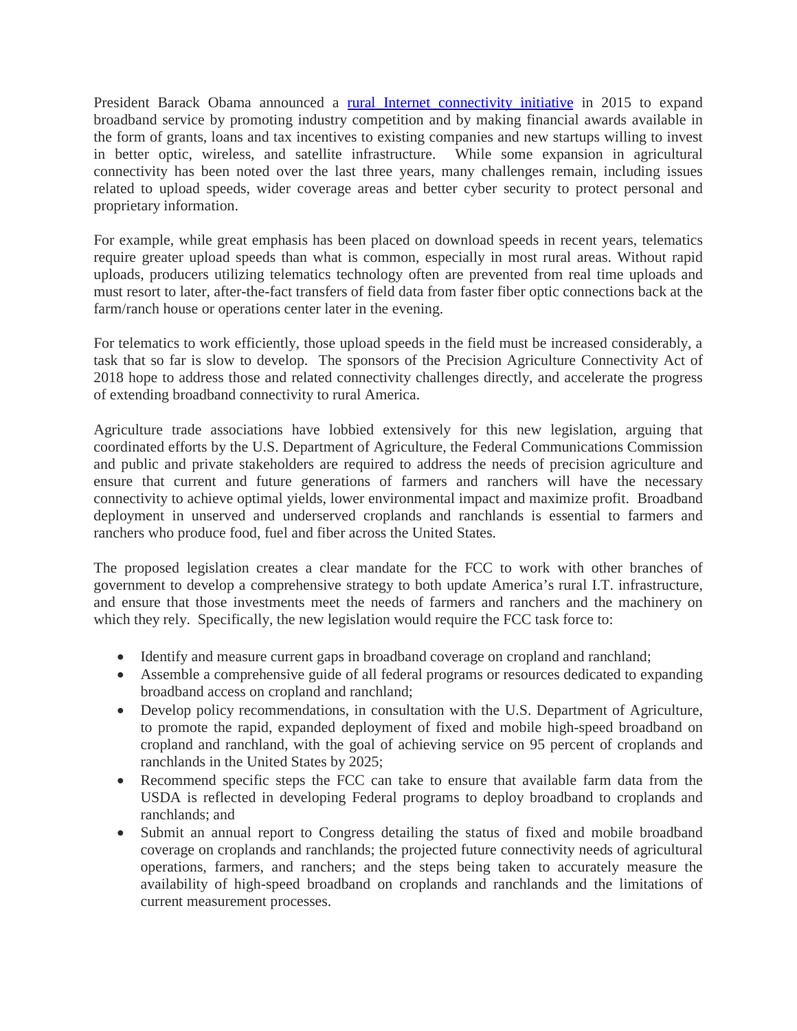President Barack Obama announced a rural Internet connectivity initiative in 2015 to expand broadband service by promoting industry competition and by making financial awards available in the form of grants, loans and tax incentives to existing companies and new startups willing to invest in better optic, wireless, and satellite infrastructure. While some expansion in agricultural connectivity has been noted over the last three years, many challenges remain, including issues related to upload speeds, wider coverage areas and better cyber security to protect personal and proprietary information.

For example, while great emphasis has been placed on download speeds in recent years, telematics require greater upload speeds than what is common, especially in most rural areas. Without rapid uploads, producers utilizing telematics technology often are prevented from real time uploads and must resort to later, after-the-fact transfers of field data from faster fiber optic connections back at the farm/ranch house or operations center later in the evening.

For telematics to work efficiently, those upload speeds in the field must be increased considerably, a task that so far is slow to develop. The sponsors of the Precision Agriculture Connectivity Act of 2018 hope to address those and related connectivity challenges directly, and accelerate the progress of extending broadband connectivity to rural America.

Agriculture trade associations have lobbied extensively for this new legislation, arguing that coordinated efforts by the U.S. Department of Agriculture, the Federal Communications Commission and public and private stakeholders are required to address the needs of precision agriculture and ensure that current and future generations of farmers and ranchers will have the necessary connectivity to achieve optimal yields, lower environmental impact and maximize profit. Broadband deployment in unserved and underserved croplands and ranchlands is essential to farmers and ranchers who produce food, fuel and fiber across the United States.

The proposed legislation creates a clear mandate for the FCC to work with other branches of government to develop a comprehensive strategy to both update America's rural I.T. infrastructure, and ensure that those investments meet the needs of farmers and ranchers and the machinery on which they rely. Specifically, the new legislation would require the FCC task force to:

- Identify and measure current gaps in broadband coverage on cropland and ranchland;
- Assemble a comprehensive guide of all federal programs or resources dedicated to expanding broadband access on cropland and ranchland;
- Develop policy recommendations, in consultation with the U.S. Department of Agriculture, to promote the rapid, expanded deployment of fixed and mobile high-speed broadband on cropland and ranchland, with the goal of achieving service on 95 percent of croplands and ranchlands in the United States by 2025;
- Recommend specific steps the FCC can take to ensure that available farm data from the USDA is reflected in developing Federal programs to deploy broadband to croplands and ranchlands; and
- Submit an annual report to Congress detailing the status of fixed and mobile broadband coverage on croplands and ranchlands; the projected future connectivity needs of agricultural operations, farmers, and ranchers; and the steps being taken to accurately measure the availability of high-speed broadband on croplands and ranchlands and the limitations of current measurement processes.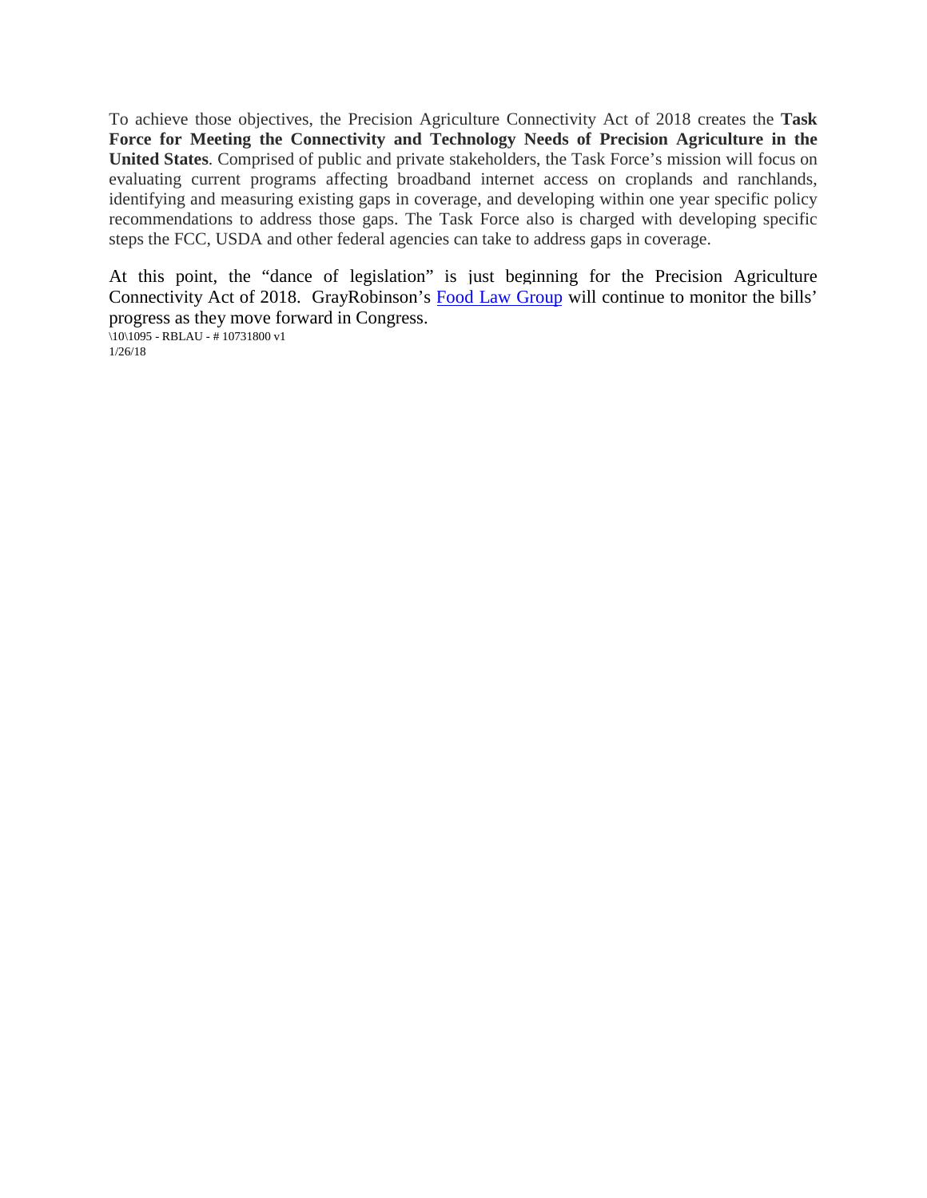To achieve those objectives, the Precision Agriculture Connectivity Act of 2018 creates the **Task Force for Meeting the Connectivity and Technology Needs of Precision Agriculture in the United States**. Comprised of public and private stakeholders, the Task Force's mission will focus on evaluating current programs affecting broadband internet access on croplands and ranchlands, identifying and measuring existing gaps in coverage, and developing within one year specific policy recommendations to address those gaps. The Task Force also is charged with developing specific steps the FCC, USDA and other federal agencies can take to address gaps in coverage.

At this point, the "dance of legislation" is just beginning for the Precision Agriculture Connectivity Act of 2018. GrayRobinson's Food Law Group will continue to monitor the bills' progress as they move forward in Congress.

\10\1095 - RBLAU - # 10731800 v1
1/26/18